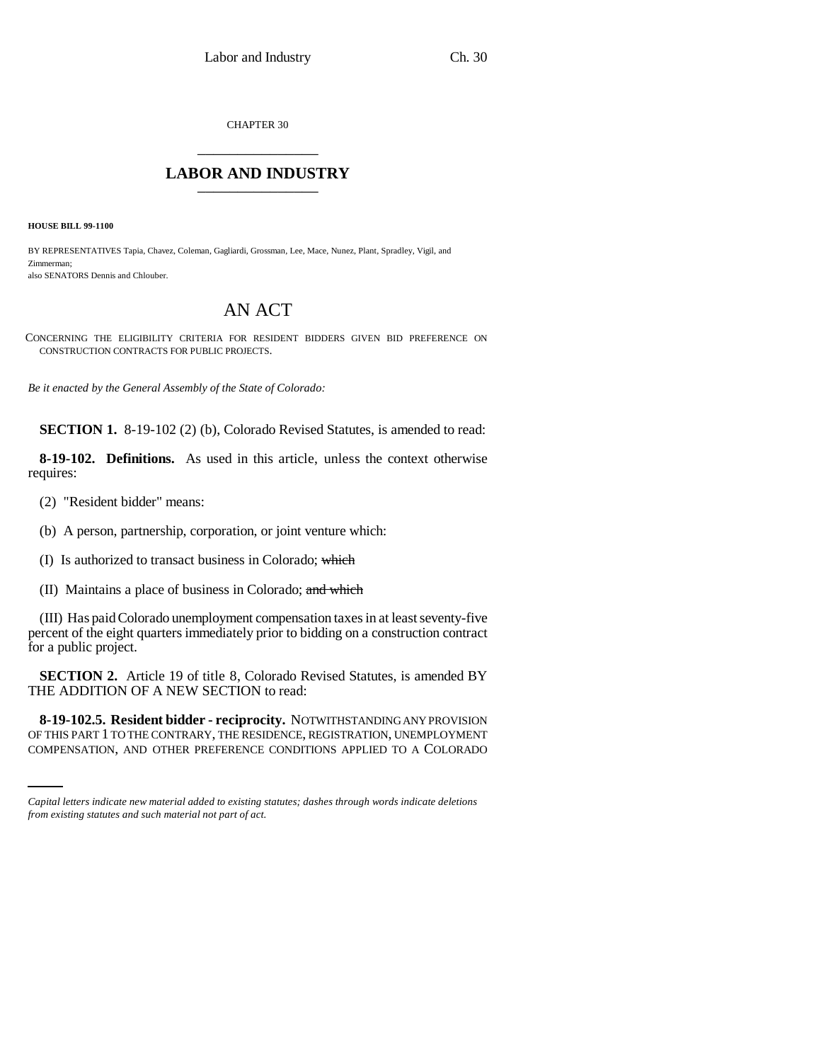CHAPTER 30

## LABOR AND INDUSTRY

**HOUSE BILL 99-1100**

BY REPRESENTATIVES Tapia, Chavez, Coleman, Gagliardi, Grossman, Lee, Mace, Nunez, Plant, Spradley, Vigil, and Zimmerman;
also SENATORS Dennis and Chlouber.

# AN ACT

CONCERNING THE ELIGIBILITY CRITERIA FOR RESIDENT BIDDERS GIVEN BID PREFERENCE ON CONSTRUCTION CONTRACTS FOR PUBLIC PROJECTS.

*Be it enacted by the General Assembly of the State of Colorado:*

**SECTION 1.** 8-19-102 (2) (b), Colorado Revised Statutes, is amended to read:

**8-19-102. Definitions.** As used in this article, unless the context otherwise requires:

(2) "Resident bidder" means:

(b) A person, partnership, corporation, or joint venture which:

(I) Is authorized to transact business in Colorado; ~~which~~

(II) Maintains a place of business in Colorado; ~~and which~~

(III) Has paid Colorado unemployment compensation taxes in at least seventy-five percent of the eight quarters immediately prior to bidding on a construction contract for a public project.

**SECTION 2.** Article 19 of title 8, Colorado Revised Statutes, is amended BY THE ADDITION OF A NEW SECTION to read:

**8-19-102.5. Resident bidder - reciprocity.** NOTWITHSTANDING ANY PROVISION OF THIS PART 1 TO THE CONTRARY, THE RESIDENCE, REGISTRATION, UNEMPLOYMENT COMPENSATION, AND OTHER PREFERENCE CONDITIONS APPLIED TO A COLORADO

*Capital letters indicate new material added to existing statutes; dashes through words indicate deletions from existing statutes and such material not part of act.*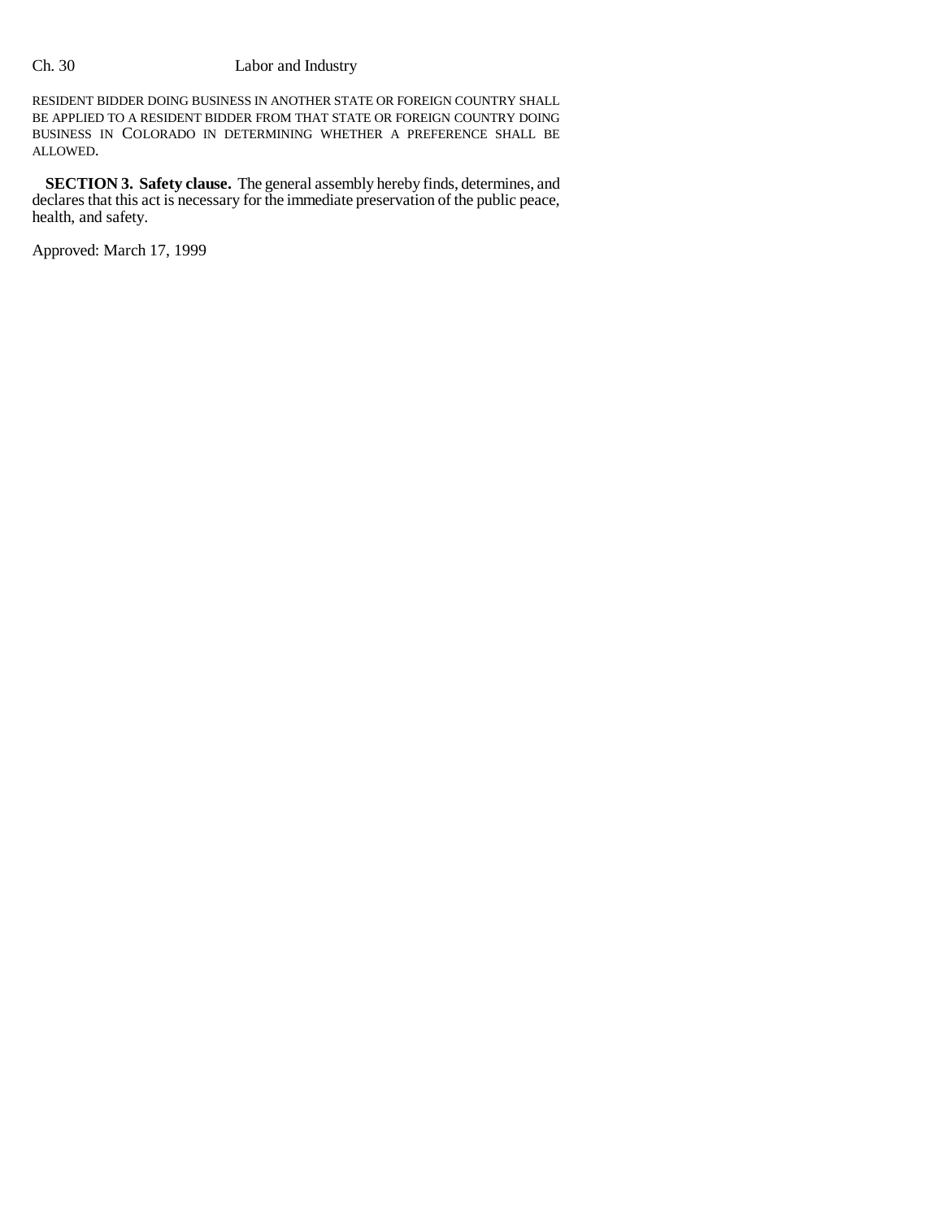RESIDENT BIDDER DOING BUSINESS IN ANOTHER STATE OR FOREIGN COUNTRY SHALL BE APPLIED TO A RESIDENT BIDDER FROM THAT STATE OR FOREIGN COUNTRY DOING BUSINESS IN COLORADO IN DETERMINING WHETHER A PREFERENCE SHALL BE ALLOWED.

**SECTION 3. Safety clause.** The general assembly hereby finds, determines, and declares that this act is necessary for the immediate preservation of the public peace, health, and safety.

Approved: March 17, 1999